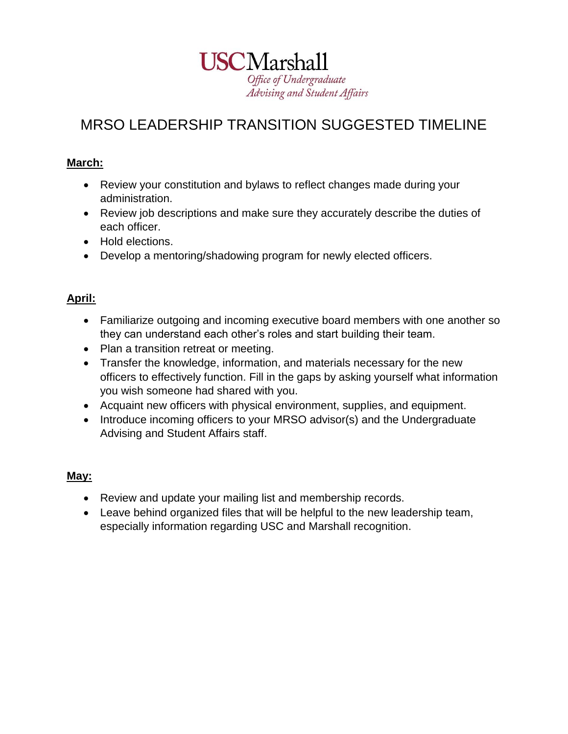**USCMarshall**
*Office of Undergraduate Advising and Student Affairs*

# MRSO LEADERSHIP TRANSITION SUGGESTED TIMELINE

**March:**

- Review your constitution and bylaws to reflect changes made during your administration.
- Review job descriptions and make sure they accurately describe the duties of each officer.
- Hold elections.
- Develop a mentoring/shadowing program for newly elected officers.

**April:**

- Familiarize outgoing and incoming executive board members with one another so they can understand each other's roles and start building their team.
- Plan a transition retreat or meeting.
- Transfer the knowledge, information, and materials necessary for the new officers to effectively function. Fill in the gaps by asking yourself what information you wish someone had shared with you.
- Acquaint new officers with physical environment, supplies, and equipment.
- Introduce incoming officers to your MRSO advisor(s) and the Undergraduate Advising and Student Affairs staff.

**May:**

- Review and update your mailing list and membership records.
- Leave behind organized files that will be helpful to the new leadership team, especially information regarding USC and Marshall recognition.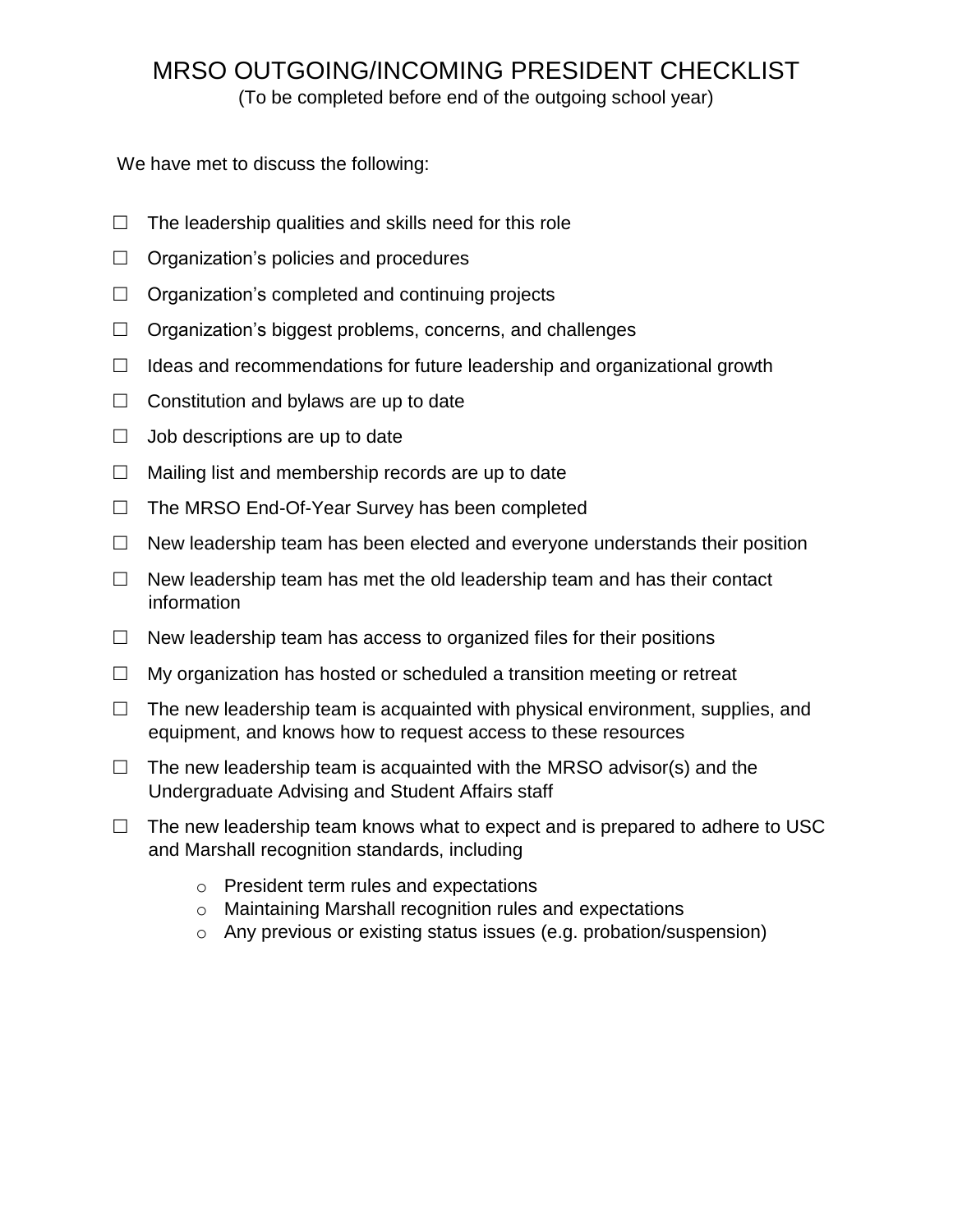# MRSO OUTGOING/INCOMING PRESIDENT CHECKLIST

(To be completed before end of the outgoing school year)

We have met to discuss the following:

- ☐ The leadership qualities and skills need for this role
- ☐ Organization’s policies and procedures
- ☐ Organization’s completed and continuing projects
- ☐ Organization’s biggest problems, concerns, and challenges
- ☐ Ideas and recommendations for future leadership and organizational growth
- ☐ Constitution and bylaws are up to date
- ☐ Job descriptions are up to date
- ☐ Mailing list and membership records are up to date
- ☐ The MRSO End-Of-Year Survey has been completed
- ☐ New leadership team has been elected and everyone understands their position
- ☐ New leadership team has met the old leadership team and has their contact information
- ☐ New leadership team has access to organized files for their positions
- ☐ My organization has hosted or scheduled a transition meeting or retreat
- ☐ The new leadership team is acquainted with physical environment, supplies, and equipment, and knows how to request access to these resources
- ☐ The new leadership team is acquainted with the MRSO advisor(s) and the Undergraduate Advising and Student Affairs staff
- ☐ The new leadership team knows what to expect and is prepared to adhere to USC and Marshall recognition standards, including
  - President term rules and expectations
  - Maintaining Marshall recognition rules and expectations
  - Any previous or existing status issues (e.g. probation/suspension)